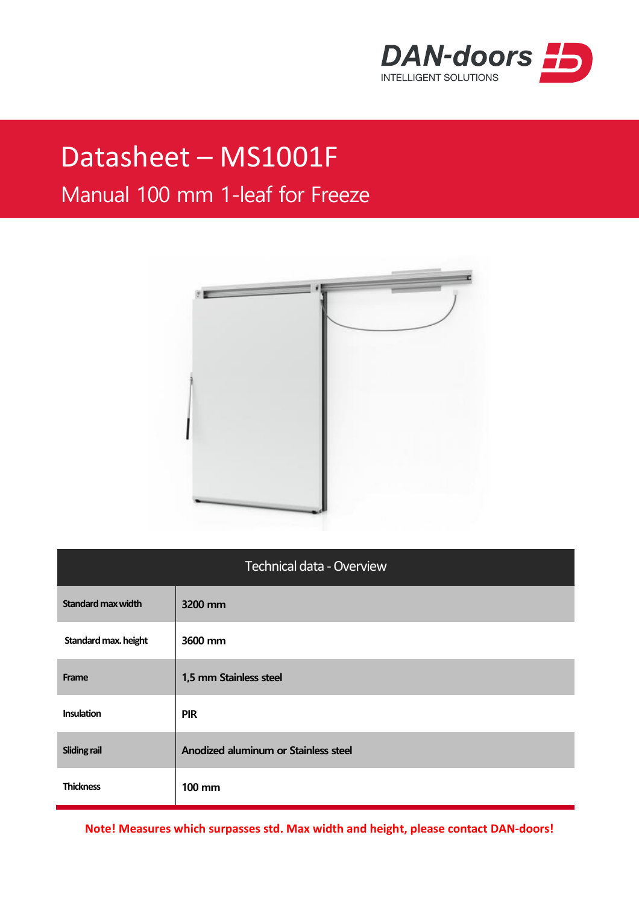DAN-doors
INTELLIGENT SOLUTIONS

# Datasheet – MS1001F

## Manual 100 mm 1-leaf for Freeze

| Technical data - Overview | |
|---|---|
| Standard max width | 3200 mm |
| Standard max. height | 3600 mm |
| Frame | 1,5 mm Stainless steel |
| Insulation | PIR |
| Sliding rail | Anodized aluminum or Stainless steel |
| Thickness | 100 mm |

**Note! Measures which surpasses std. Max width and height, please contact DAN-doors!**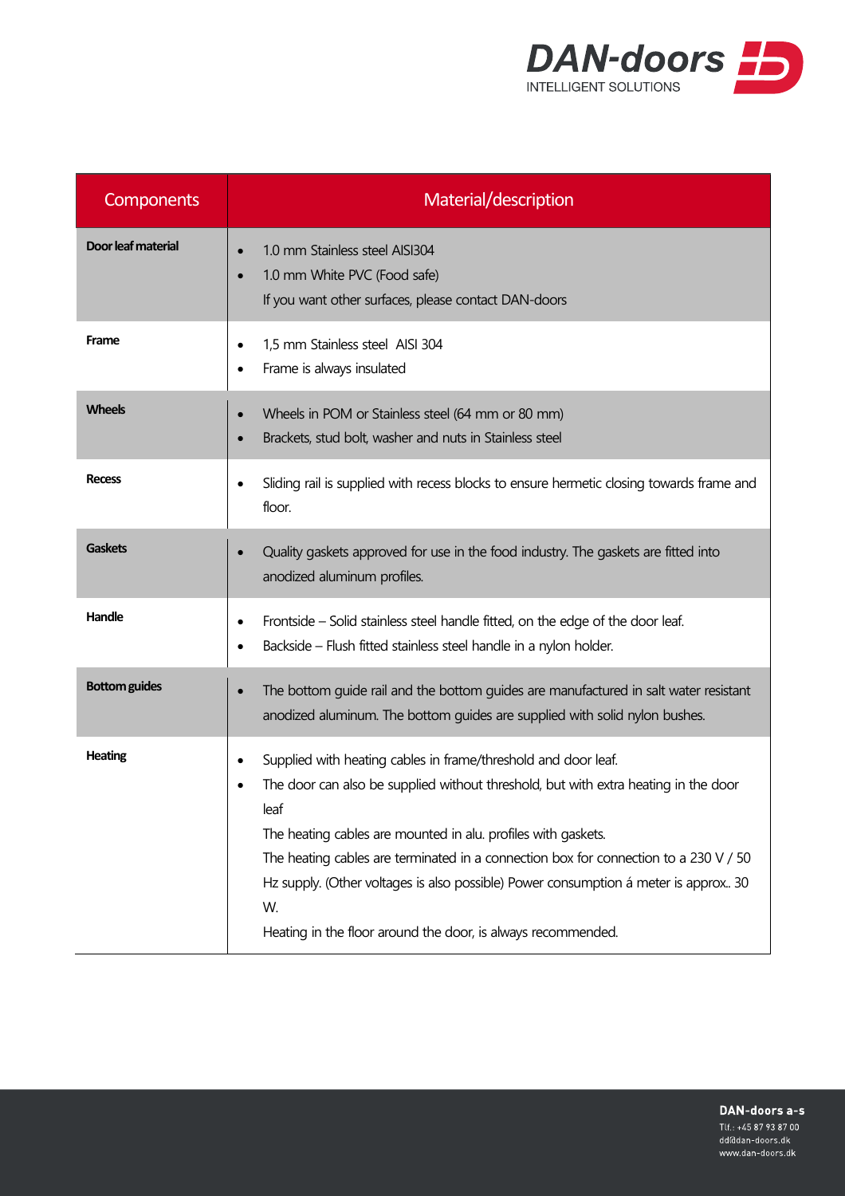| Components | Material/description |
|---|---|
| **Door leaf material** | • 1.0 mm Stainless steel AISI304<br>• 1.0 mm White PVC (Food safe)<br>If you want other surfaces, please contact DAN-doors |
| **Frame** | • 1,5 mm Stainless steel AISI 304<br>• Frame is always insulated |
| **Wheels** | • Wheels in POM or Stainless steel (64 mm or 80 mm)<br>• Brackets, stud bolt, washer and nuts in Stainless steel |
| **Recess** | • Sliding rail is supplied with recess blocks to ensure hermetic closing towards frame and floor. |
| **Gaskets** | • Quality gaskets approved for use in the food industry. The gaskets are fitted into anodized aluminum profiles. |
| **Handle** | • Frontside – Solid stainless steel handle fitted, on the edge of the door leaf.<br>• Backside – Flush fitted stainless steel handle in a nylon holder. |
| **Bottom guides** | • The bottom guide rail and the bottom guides are manufactured in salt water resistant anodized aluminum. The bottom guides are supplied with solid nylon bushes. |
| **Heating** | • Supplied with heating cables in frame/threshold and door leaf.<br>• The door can also be supplied without threshold, but with extra heating in the door leaf<br>The heating cables are mounted in alu. profiles with gaskets.<br>The heating cables are terminated in a connection box for connection to a 230 V / 50 Hz supply. (Other voltages is also possible) Power consumption á meter is approx.. 30 W.<br>Heating in the floor around the door, is always recommended. |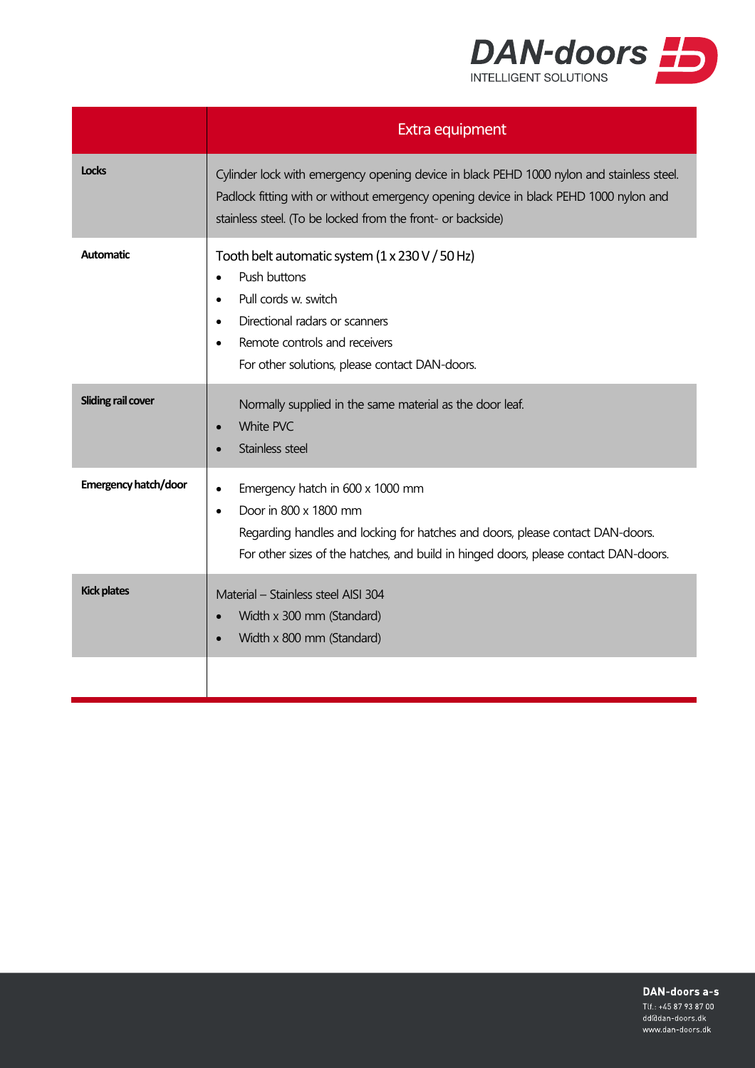| | Extra equipment |
|---|---|
| **Locks** | Cylinder lock with emergency opening device in black PEHD 1000 nylon and stainless steel. Padlock fitting with or without emergency opening device in black PEHD 1000 nylon and stainless steel. (To be locked from the front- or backside) |
| **Automatic** | Tooth belt automatic system (1 x 230 V / 50 Hz)<br>• Push buttons<br>• Pull cords w. switch<br>• Directional radars or scanners<br>• Remote controls and receivers<br>For other solutions, please contact DAN-doors. |
| **Sliding rail cover** | Normally supplied in the same material as the door leaf.<br>• White PVC<br>• Stainless steel |
| **Emergency hatch/door** | • Emergency hatch in 600 x 1000 mm<br>• Door in 800 x 1800 mm<br>Regarding handles and locking for hatches and doors, please contact DAN-doors.<br>For other sizes of the hatches, and build in hinged doors, please contact DAN-doors. |
| **Kick plates** | Material – Stainless steel AISI 304<br>• Width x 300 mm (Standard)<br>• Width x 800 mm (Standard) |
| | |